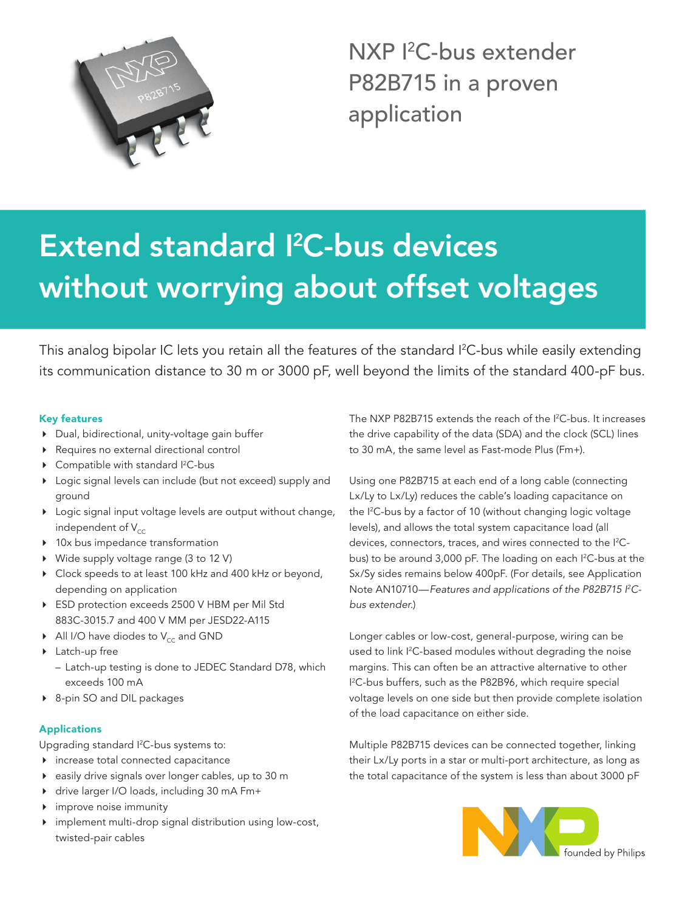# NXP I²C-bus extender P82B715 in a proven application

## Extend standard I²C-bus devices without worrying about offset voltages

This analog bipolar IC lets you retain all the features of the standard I²C-bus while easily extending its communication distance to 30 m or 3000 pF, well beyond the limits of the standard 400-pF bus.

### Key features

- Dual, bidirectional, unity-voltage gain buffer
- Requires no external directional control
- Compatible with standard I²C-bus
- Logic signal levels can include (but not exceed) supply and ground
- Logic signal input voltage levels are output without change, independent of $V_{CC}$
- 10x bus impedance transformation
- Wide supply voltage range (3 to 12 V)
- Clock speeds to at least 100 kHz and 400 kHz or beyond, depending on application
- ESD protection exceeds 2500 V HBM per Mil Std 883C-3015.7 and 400 V MM per JESD22-A115
- All I/O have diodes to $V_{CC}$ and GND
- Latch-up free
  - Latch-up testing is done to JEDEC Standard D78, which exceeds 100 mA
- 8-pin SO and DIL packages

### Applications

Upgrading standard I²C-bus systems to:

- increase total connected capacitance
- easily drive signals over longer cables, up to 30 m
- drive larger I/O loads, including 30 mA Fm+
- improve noise immunity
- implement multi-drop signal distribution using low-cost, twisted-pair cables

The NXP P82B715 extends the reach of the I²C-bus. It increases the drive capability of the data (SDA) and the clock (SCL) lines to 30 mA, the same level as Fast-mode Plus (Fm+).

Using one P82B715 at each end of a long cable (connecting Lx/Ly to Lx/Ly) reduces the cable's loading capacitance on the I²C-bus by a factor of 10 (without changing logic voltage levels), and allows the total system capacitance load (all devices, connectors, traces, and wires connected to the I²C-bus) to be around 3,000 pF. The loading on each I²C-bus at the Sx/Sy sides remains below 400pF. (For details, see Application Note AN10710—*Features and applications of the P82B715 I²C-bus extender.*)

Longer cables or low-cost, general-purpose, wiring can be used to link I²C-based modules without degrading the noise margins. This can often be an attractive alternative to other I²C-bus buffers, such as the P82B96, which require special voltage levels on one side but then provide complete isolation of the load capacitance on either side.

Multiple P82B715 devices can be connected together, linking their Lx/Ly ports in a star or multi-port architecture, as long as the total capacitance of the system is less than about 3000 pF

founded by Philips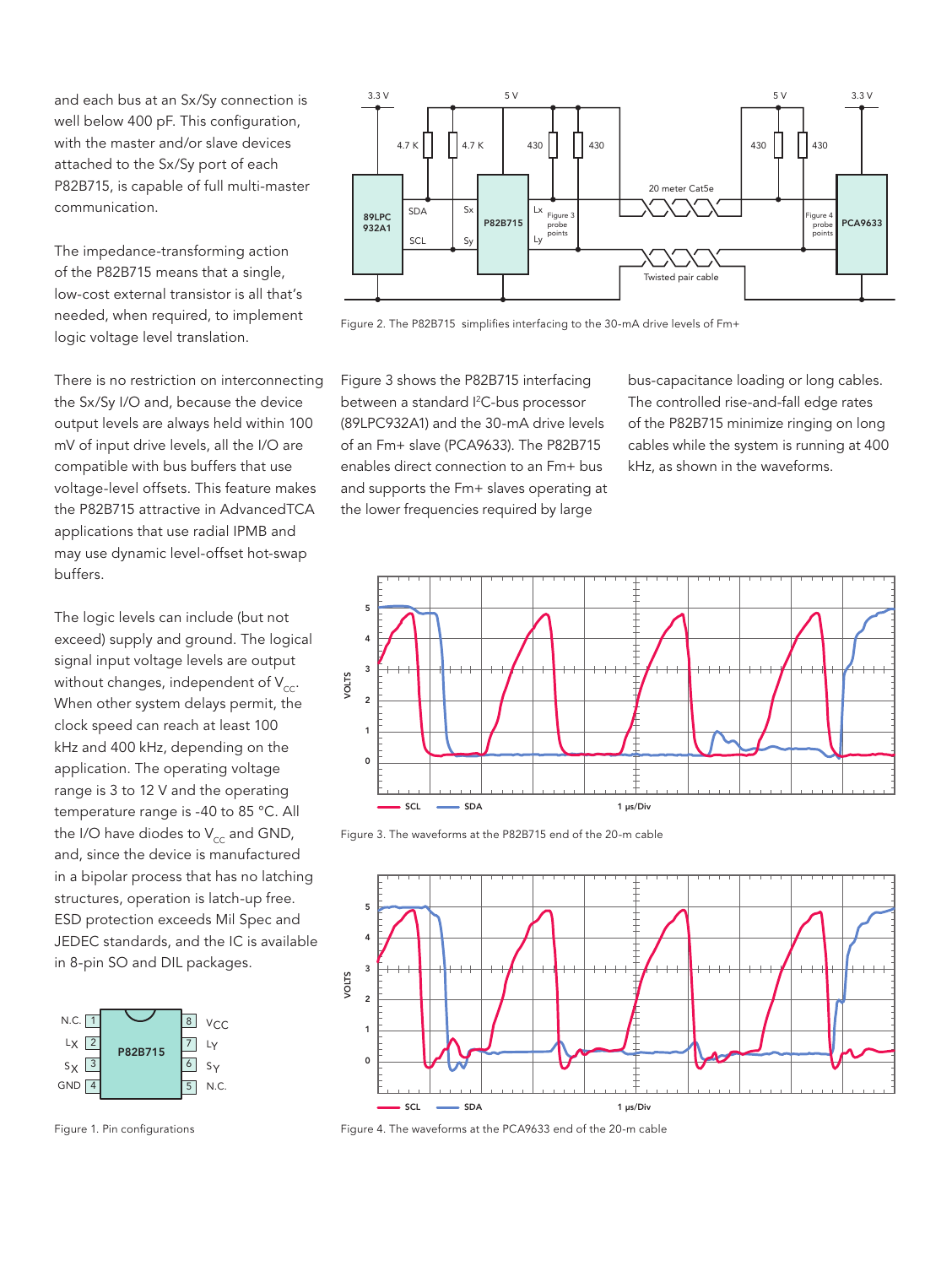and each bus at an Sx/Sy connection is well below 400 pF. This configuration, with the master and/or slave devices attached to the Sx/Sy port of each P82B715, is capable of full multi-master communication.

The impedance-transforming action of the P82B715 means that a single, low-cost external transistor is all that's needed, when required, to implement logic voltage level translation.

There is no restriction on interconnecting the Sx/Sy I/O and, because the device output levels are always held within 100 mV of input drive levels, all the I/O are compatible with bus buffers that use voltage-level offsets. This feature makes the P82B715 attractive in AdvancedTCA applications that use radial IPMB and may use dynamic level-offset hot-swap buffers.

The logic levels can include (but not exceed) supply and ground. The logical signal input voltage levels are output without changes, independent of $V_{CC}$. When other system delays permit, the clock speed can reach at least 100 kHz and 400 kHz, depending on the application. The operating voltage range is 3 to 12 V and the operating temperature range is -40 to 85 °C. All the I/O have diodes to $V_{CC}$ and GND, and, since the device is manufactured in a bipolar process that has no latching structures, operation is latch-up free. ESD protection exceeds Mil Spec and JEDEC standards, and the IC is available in 8-pin SO and DIL packages.

Figure 1. Pin configurations

Figure 2. The P82B715 simplifies interfacing to the 30-mA drive levels of Fm+

Figure 3 shows the P82B715 interfacing between a standard I²C-bus processor (89LPC932A1) and the 30-mA drive levels of an Fm+ slave (PCA9633). The P82B715 enables direct connection to an Fm+ bus and supports the Fm+ slaves operating at the lower frequencies required by large bus-capacitance loading or long cables. The controlled rise-and-fall edge rates of the P82B715 minimize ringing on long cables while the system is running at 400 kHz, as shown in the waveforms.

Figure 3. The waveforms at the P82B715 end of the 20-m cable

Figure 4. The waveforms at the PCA9633 end of the 20-m cable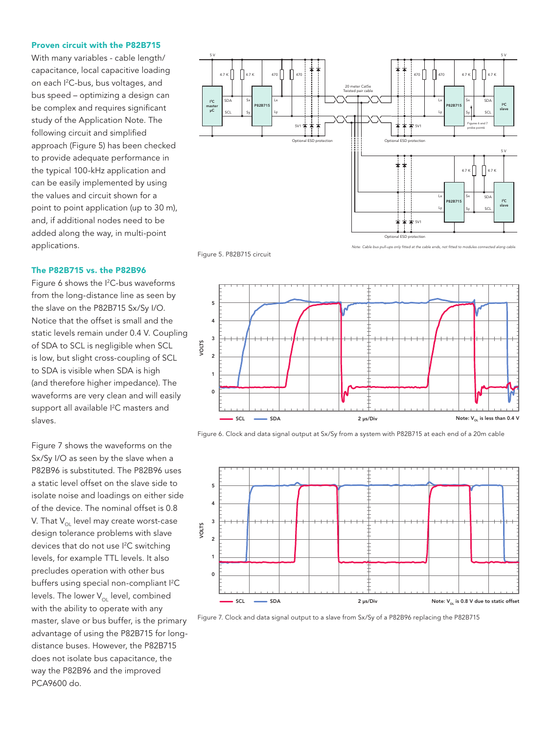## Proven circuit with the P82B715

With many variables - cable length/capacitance, local capacitive loading on each I²C-bus, bus voltages, and bus speed – optimizing a design can be complex and requires significant study of the Application Note. The following circuit and simplified approach (Figure 5) has been checked to provide adequate performance in the typical 100-kHz application and can be easily implemented by using the values and circuit shown for a point to point application (up to 30 m), and, if additional nodes need to be added along the way, in multi-point applications.

Note: Cable bus pull-ups only fitted at the cable ends, not fitted to modules connected along cable.

Figure 5. P82B715 circuit

## The P82B715 vs. the P82B96

Figure 6 shows the I²C-bus waveforms from the long-distance line as seen by the slave on the P82B715 Sx/Sy I/O. Notice that the offset is small and the static levels remain under 0.4 V. Coupling of SDA to SCL is negligible when SCL is low, but slight cross-coupling of SCL to SDA is visible when SDA is high (and therefore higher impedance). The waveforms are very clean and will easily support all available I²C masters and slaves.

Note: $V_{OL}$ is less than 0.4 V

Figure 6. Clock and data signal output at Sx/Sy from a system with P82B715 at each end of a 20m cable

Figure 7 shows the waveforms on the Sx/Sy I/O as seen by the slave when a P82B96 is substituted. The P82B96 uses a static level offset on the slave side to isolate noise and loadings on either side of the device. The nominal offset is 0.8 V. That $V_{OL}$ level may create worst-case design tolerance problems with slave devices that do not use I²C switching levels, for example TTL levels. It also precludes operation with other bus buffers using special non-compliant I²C levels. The lower $V_{OL}$ level, combined with the ability to operate with any master, slave or bus buffer, is the primary advantage of using the P82B715 for long-distance buses. However, the P82B715 does not isolate bus capacitance, the way the P82B96 and the improved PCA9600 do.

Note: $V_{OL}$ is 0.8 V due to static offset

Figure 7. Clock and data signal output to a slave from Sx/Sy of a P82B96 replacing the P82B715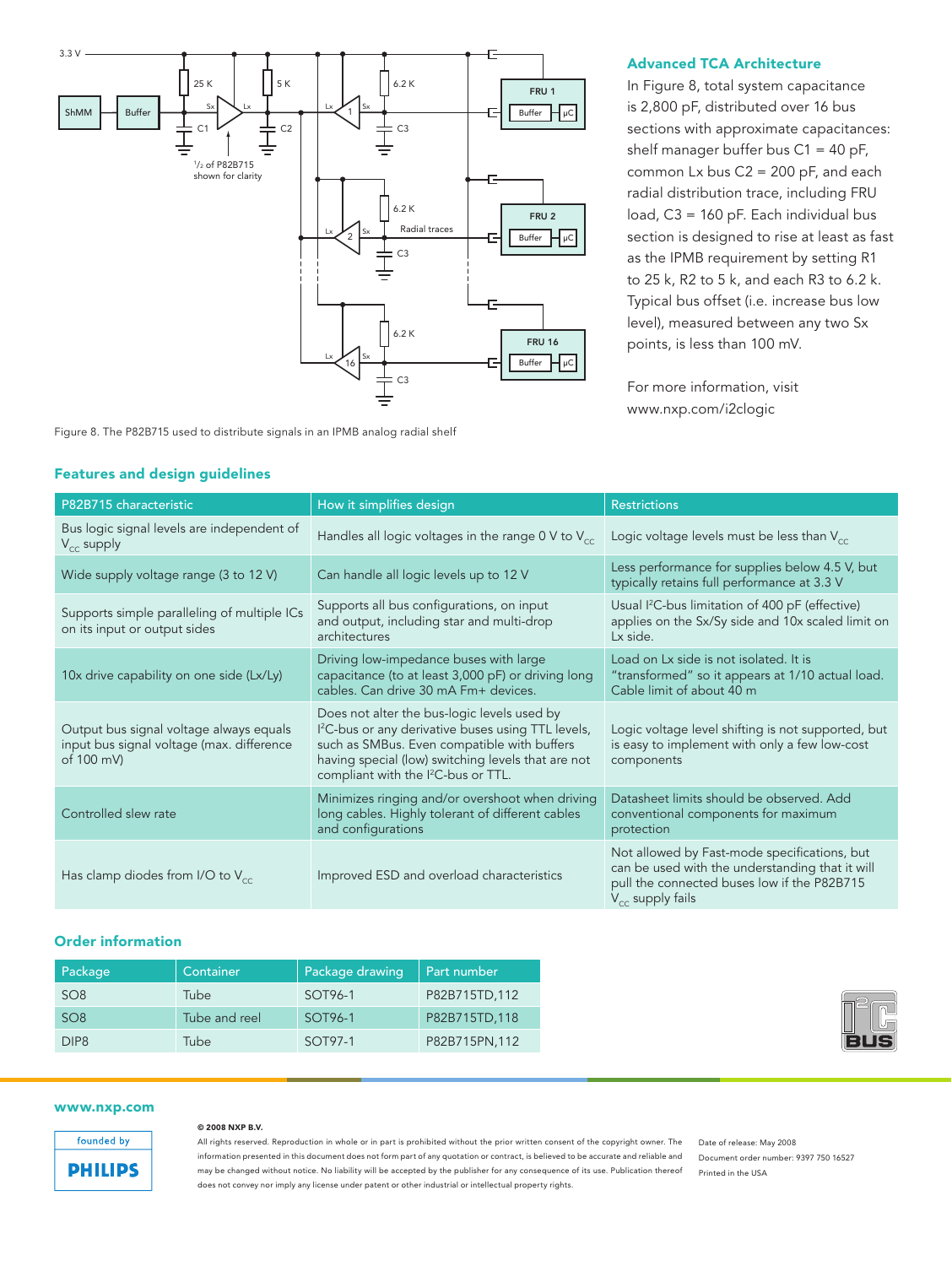3.3 V

25 K

5 K

6.2 K

ShMM

Buffer

Sx

Lx

Lx

1

Sx

FRU 1

Buffer

μC

C1

C2

C3

½ of P82B715 shown for clarity

6.2 K

FRU 2

Lx

2

Sx

Radial traces

Buffer

μC

C3

6.2 K

FRU 16

Lx

16

Sx

Buffer

μC

C3

Figure 8. The P82B715 used to distribute signals in an IPMB analog radial shelf

## Advanced TCA Architecture

In Figure 8, total system capacitance is 2,800 pF, distributed over 16 bus sections with approximate capacitances: shelf manager buffer bus C1 = 40 pF, common Lx bus C2 = 200 pF, and each radial distribution trace, including FRU load, C3 = 160 pF. Each individual bus section is designed to rise at least as fast as the IPMB requirement by setting R1 to 25 k, R2 to 5 k, and each R3 to 6.2 k. Typical bus offset (i.e. increase bus low level), measured between any two Sx points, is less than 100 mV.

For more information, visit www.nxp.com/i2clogic

## Features and design guidelines

| P82B715 characteristic | How it simplifies design | Restrictions |
|---|---|---|
| Bus logic signal levels are independent of $V_{CC}$ supply | Handles all logic voltages in the range 0 V to $V_{CC}$ | Logic voltage levels must be less than $V_{CC}$ |
| Wide supply voltage range (3 to 12 V) | Can handle all logic levels up to 12 V | Less performance for supplies below 4.5 V, but typically retains full performance at 3.3 V |
| Supports simple paralleling of multiple ICs on its input or output sides | Supports all bus configurations, on input and output, including star and multi-drop architectures | Usual I²C-bus limitation of 400 pF (effective) applies on the Sx/Sy side and 10x scaled limit on Lx side. |
| 10x drive capability on one side (Lx/Ly) | Driving low-impedance buses with large capacitance (to at least 3,000 pF) or driving long cables. Can drive 30 mA Fm+ devices. | Load on Lx side is not isolated. It is "transformed" so it appears at 1/10 actual load. Cable limit of about 40 m |
| Output bus signal voltage always equals input bus signal voltage (max. difference of 100 mV) | Does not alter the bus-logic levels used by I²C-bus or any derivative buses using TTL levels, such as SMBus. Even compatible with buffers having special (low) switching levels that are not compliant with the I²C-bus or TTL. | Logic voltage level shifting is not supported, but is easy to implement with only a few low-cost components |
| Controlled slew rate | Minimizes ringing and/or overshoot when driving long cables. Highly tolerant of different cables and configurations | Datasheet limits should be observed. Add conventional components for maximum protection |
| Has clamp diodes from I/O to $V_{CC}$ | Improved ESD and overload characteristics | Not allowed by Fast-mode specifications, but can be used with the understanding that it will pull the connected buses low if the P82B715 $V_{CC}$ supply fails |

## Order information

| Package | Container | Package drawing | Part number |
|---|---|---|---|
| SO8 | Tube | SOT96-1 | P82B715TD,112 |
| SO8 | Tube and reel | SOT96-1 | P82B715TD,118 |
| DIP8 | Tube | SOT97-1 | P82B715PN,112 |

www.nxp.com

founded by PHILIPS

© 2008 NXP B.V.

All rights reserved. Reproduction in whole or in part is prohibited without the prior written consent of the copyright owner. The information presented in this document does not form part of any quotation or contract, is believed to be accurate and reliable and may be changed without notice. No liability will be accepted by the publisher for any consequence of its use. Publication thereof does not convey nor imply any license under patent or other industrial or intellectual property rights.

Date of release: May 2008

Document order number: 9397 750 16527

Printed in the USA